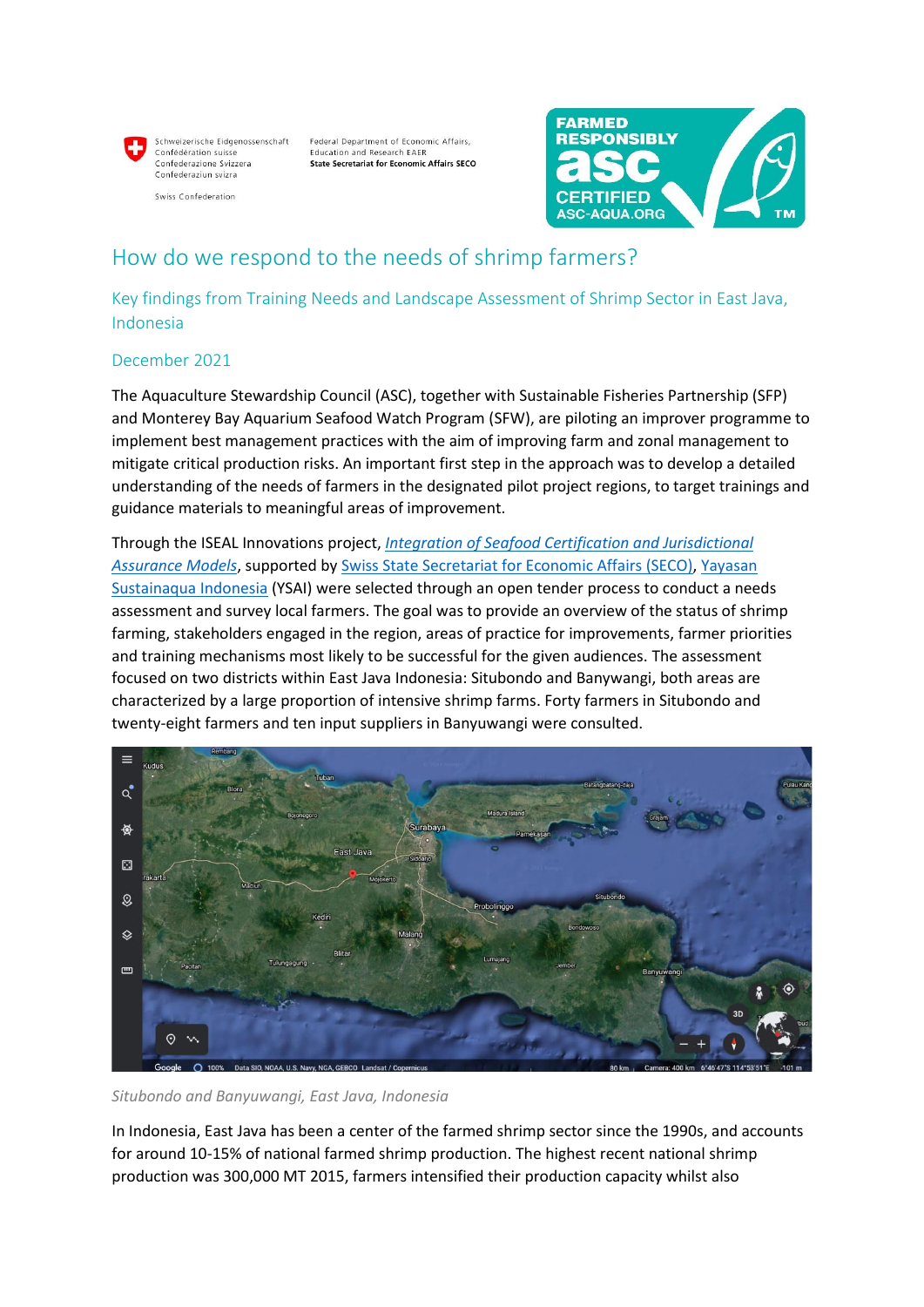# How do we respond to the needs of shrimp farmers?

## Key findings from Training Needs and Landscape Assessment of Shrimp Sector in East Java, Indonesia

December 2021

The Aquaculture Stewardship Council (ASC), together with Sustainable Fisheries Partnership (SFP) and Monterey Bay Aquarium Seafood Watch Program (SFW), are piloting an improver programme to implement best management practices with the aim of improving farm and zonal management to mitigate critical production risks. An important first step in the approach was to develop a detailed understanding of the needs of farmers in the designated pilot project regions, to target trainings and guidance materials to meaningful areas of improvement.

Through the ISEAL Innovations project, *Integration of Seafood Certification and Jurisdictional Assurance Models*, supported by Swiss State Secretariat for Economic Affairs (SECO), Yayasan Sustainaqua Indonesia (YSAI) were selected through an open tender process to conduct a needs assessment and survey local farmers. The goal was to provide an overview of the status of shrimp farming, stakeholders engaged in the region, areas of practice for improvements, farmer priorities and training mechanisms most likely to be successful for the given audiences. The assessment focused on two districts within East Java Indonesia: Situbondo and Banywangi, both areas are characterized by a large proportion of intensive shrimp farms. Forty farmers in Situbondo and twenty-eight farmers and ten input suppliers in Banyuwangi were consulted.

*Situbondo and Banyuwangi, East Java, Indonesia*

In Indonesia, East Java has been a center of the farmed shrimp sector since the 1990s, and accounts for around 10-15% of national farmed shrimp production. The highest recent national shrimp production was 300,000 MT 2015, farmers intensified their production capacity whilst also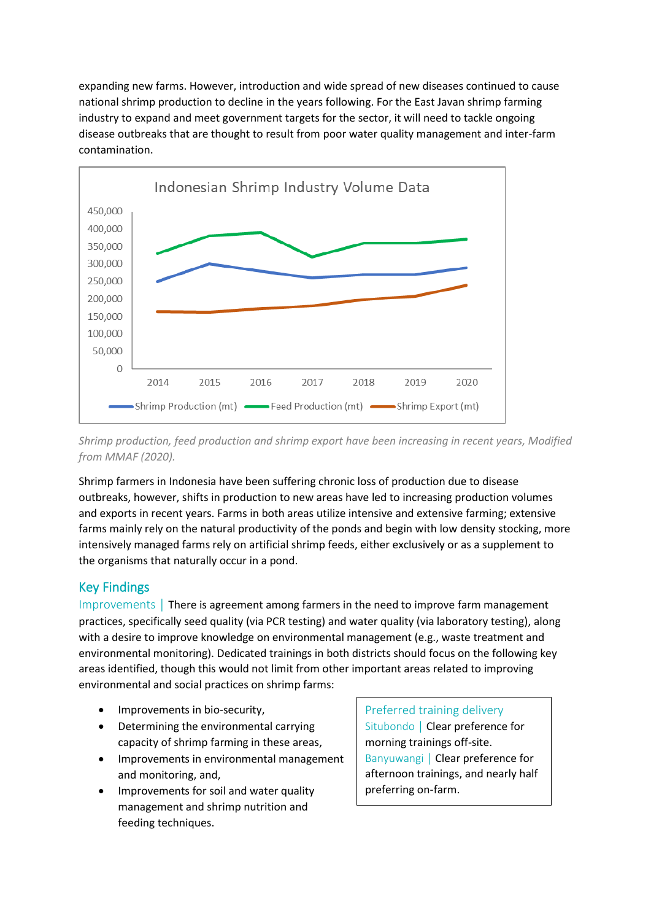expanding new farms. However, introduction and wide spread of new diseases continued to cause national shrimp production to decline in the years following. For the East Javan shrimp farming industry to expand and meet government targets for the sector, it will need to tackle ongoing disease outbreaks that are thought to result from poor water quality management and inter-farm contamination.

*Shrimp production, feed production and shrimp export have been increasing in recent years, Modified from MMAF (2020).*

Shrimp farmers in Indonesia have been suffering chronic loss of production due to disease outbreaks, however, shifts in production to new areas have led to increasing production volumes and exports in recent years. Farms in both areas utilize intensive and extensive farming; extensive farms mainly rely on the natural productivity of the ponds and begin with low density stocking, more intensively managed farms rely on artificial shrimp feeds, either exclusively or as a supplement to the organisms that naturally occur in a pond.

## Key Findings

Improvements | There is agreement among farmers in the need to improve farm management practices, specifically seed quality (via PCR testing) and water quality (via laboratory testing), along with a desire to improve knowledge on environmental management (e.g., waste treatment and environmental monitoring). Dedicated trainings in both districts should focus on the following key areas identified, though this would not limit from other important areas related to improving environmental and social practices on shrimp farms:

- Improvements in bio-security,
- Determining the environmental carrying capacity of shrimp farming in these areas,
- Improvements in environmental management and monitoring, and,
- Improvements for soil and water quality management and shrimp nutrition and feeding techniques.

**Preferred training delivery**

Situbondo | Clear preference for morning trainings off-site.

Banyuwangi | Clear preference for afternoon trainings, and nearly half preferring on-farm.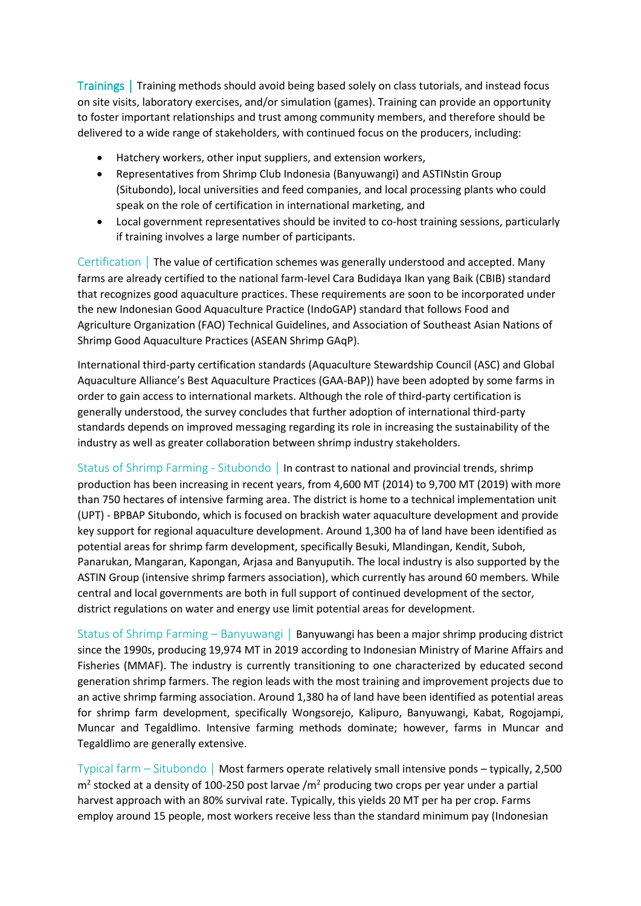**Trainings** | Training methods should avoid being based solely on class tutorials, and instead focus on site visits, laboratory exercises, and/or simulation (games). Training can provide an opportunity to foster important relationships and trust among community members, and therefore should be delivered to a wide range of stakeholders, with continued focus on the producers, including:

- Hatchery workers, other input suppliers, and extension workers,
- Representatives from Shrimp Club Indonesia (Banyuwangi) and ASTINstin Group (Situbondo), local universities and feed companies, and local processing plants who could speak on the role of certification in international marketing, and
- Local government representatives should be invited to co-host training sessions, particularly if training involves a large number of participants.

**Certification** | The value of certification schemes was generally understood and accepted. Many farms are already certified to the national farm-level Cara Budidaya Ikan yang Baik (CBIB) standard that recognizes good aquaculture practices. These requirements are soon to be incorporated under the new Indonesian Good Aquaculture Practice (IndoGAP) standard that follows Food and Agriculture Organization (FAO) Technical Guidelines, and Association of Southeast Asian Nations of Shrimp Good Aquaculture Practices (ASEAN Shrimp GAqP).

International third-party certification standards (Aquaculture Stewardship Council (ASC) and Global Aquaculture Alliance's Best Aquaculture Practices (GAA-BAP)) have been adopted by some farms in order to gain access to international markets. Although the role of third-party certification is generally understood, the survey concludes that further adoption of international third-party standards depends on improved messaging regarding its role in increasing the sustainability of the industry as well as greater collaboration between shrimp industry stakeholders.

**Status of Shrimp Farming - Situbondo** | In contrast to national and provincial trends, shrimp production has been increasing in recent years, from 4,600 MT (2014) to 9,700 MT (2019) with more than 750 hectares of intensive farming area. The district is home to a technical implementation unit (UPT) - BPBAP Situbondo, which is focused on brackish water aquaculture development and provide key support for regional aquaculture development. Around 1,300 ha of land have been identified as potential areas for shrimp farm development, specifically Besuki, Mlandingan, Kendit, Suboh, Panarukan, Mangaran, Kapongan, Arjasa and Banyuputih. The local industry is also supported by the ASTIN Group (intensive shrimp farmers association), which currently has around 60 members. While central and local governments are both in full support of continued development of the sector, district regulations on water and energy use limit potential areas for development.

**Status of Shrimp Farming – Banyuwangi** | Banyuwangi has been a major shrimp producing district since the 1990s, producing 19,974 MT in 2019 according to Indonesian Ministry of Marine Affairs and Fisheries (MMAF). The industry is currently transitioning to one characterized by educated second generation shrimp farmers. The region leads with the most training and improvement projects due to an active shrimp farming association. Around 1,380 ha of land have been identified as potential areas for shrimp farm development, specifically Wongsorejo, Kalipuro, Banyuwangi, Kabat, Rogojampi, Muncar and Tegaldlimo. Intensive farming methods dominate; however, farms in Muncar and Tegaldlimo are generally extensive.

**Typical farm – Situbondo** | Most farmers operate relatively small intensive ponds – typically, 2,500 $m^2$ stocked at a density of 100-250 post larvae /$m^2$ producing two crops per year under a partial harvest approach with an 80% survival rate. Typically, this yields 20 MT per ha per crop. Farms employ around 15 people, most workers receive less than the standard minimum pay (Indonesian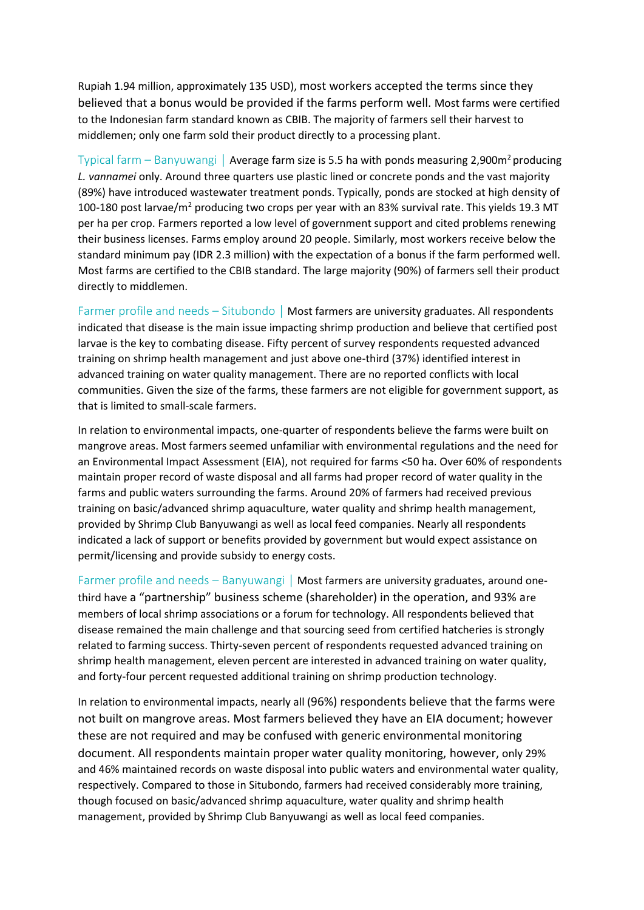Rupiah 1.94 million, approximately 135 USD), most workers accepted the terms since they believed that a bonus would be provided if the farms perform well. Most farms were certified to the Indonesian farm standard known as CBIB. The majority of farmers sell their harvest to middlemen; only one farm sold their product directly to a processing plant.

Typical farm – Banyuwangi | Average farm size is 5.5 ha with ponds measuring 2,900m$^2$ producing *L. vannamei* only. Around three quarters use plastic lined or concrete ponds and the vast majority (89%) have introduced wastewater treatment ponds. Typically, ponds are stocked at high density of 100-180 post larvae/m$^2$ producing two crops per year with an 83% survival rate. This yields 19.3 MT per ha per crop. Farmers reported a low level of government support and cited problems renewing their business licenses. Farms employ around 20 people. Similarly, most workers receive below the standard minimum pay (IDR 2.3 million) with the expectation of a bonus if the farm performed well. Most farms are certified to the CBIB standard. The large majority (90%) of farmers sell their product directly to middlemen.

Farmer profile and needs – Situbondo | Most farmers are university graduates. All respondents indicated that disease is the main issue impacting shrimp production and believe that certified post larvae is the key to combating disease. Fifty percent of survey respondents requested advanced training on shrimp health management and just above one-third (37%) identified interest in advanced training on water quality management. There are no reported conflicts with local communities. Given the size of the farms, these farmers are not eligible for government support, as that is limited to small-scale farmers.

In relation to environmental impacts, one-quarter of respondents believe the farms were built on mangrove areas. Most farmers seemed unfamiliar with environmental regulations and the need for an Environmental Impact Assessment (EIA), not required for farms <50 ha. Over 60% of respondents maintain proper record of waste disposal and all farms had proper record of water quality in the farms and public waters surrounding the farms. Around 20% of farmers had received previous training on basic/advanced shrimp aquaculture, water quality and shrimp health management, provided by Shrimp Club Banyuwangi as well as local feed companies. Nearly all respondents indicated a lack of support or benefits provided by government but would expect assistance on permit/licensing and provide subsidy to energy costs.

Farmer profile and needs – Banyuwangi | Most farmers are university graduates, around one-third have a "partnership" business scheme (shareholder) in the operation, and 93% are members of local shrimp associations or a forum for technology. All respondents believed that disease remained the main challenge and that sourcing seed from certified hatcheries is strongly related to farming success. Thirty-seven percent of respondents requested advanced training on shrimp health management, eleven percent are interested in advanced training on water quality, and forty-four percent requested additional training on shrimp production technology.

In relation to environmental impacts, nearly all (96%) respondents believe that the farms were not built on mangrove areas. Most farmers believed they have an EIA document; however these are not required and may be confused with generic environmental monitoring document. All respondents maintain proper water quality monitoring, however, only 29% and 46% maintained records on waste disposal into public waters and environmental water quality, respectively. Compared to those in Situbondo, farmers had received considerably more training, though focused on basic/advanced shrimp aquaculture, water quality and shrimp health management, provided by Shrimp Club Banyuwangi as well as local feed companies.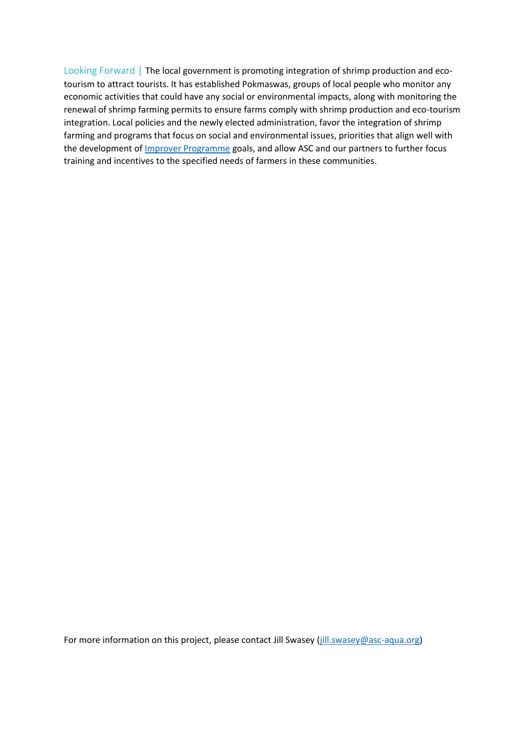Looking Forward | The local government is promoting integration of shrimp production and eco-tourism to attract tourists. It has established Pokmaswas, groups of local people who monitor any economic activities that could have any social or environmental impacts, along with monitoring the renewal of shrimp farming permits to ensure farms comply with shrimp production and eco-tourism integration. Local policies and the newly elected administration, favor the integration of shrimp farming and programs that focus on social and environmental issues, priorities that align well with the development of [Improver Programme](#) goals, and allow ASC and our partners to further focus training and incentives to the specified needs of farmers in these communities.

For more information on this project, please contact Jill Swasey (jill.swasey@asc-aqua.org)